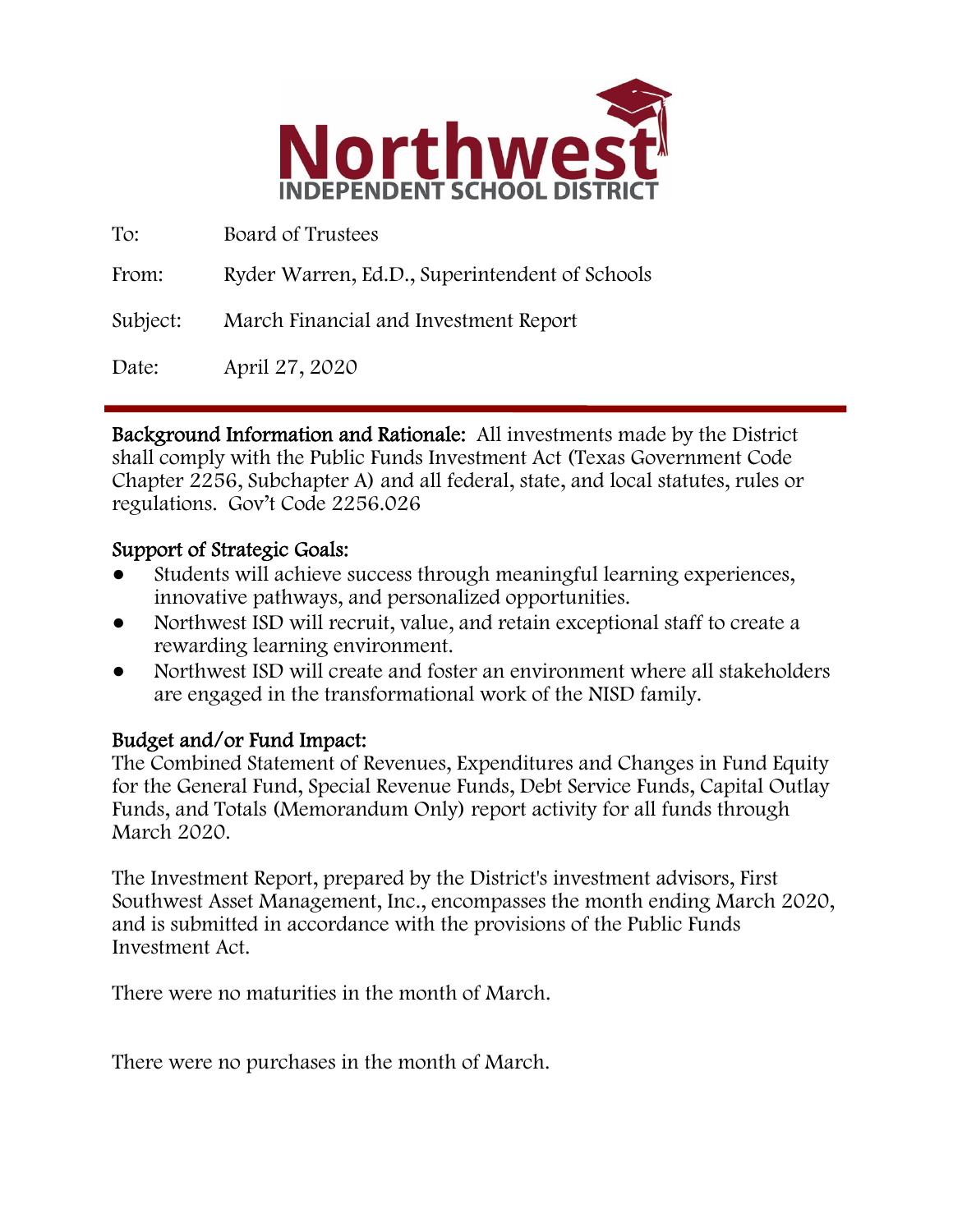# Northwest INDEPENDENT SCHOOL DISTRICT

| | |
|---|---|
| To: | Board of Trustees |
| From: | Ryder Warren, Ed.D., Superintendent of Schools |
| Subject: | March Financial and Investment Report |
| Date: | April 27, 2020 |

---

**Background Information and Rationale:** All investments made by the District shall comply with the Public Funds Investment Act (Texas Government Code Chapter 2256, Subchapter A) and all federal, state, and local statutes, rules or regulations. Gov't Code 2256.026

**Support of Strategic Goals:**

- Students will achieve success through meaningful learning experiences, innovative pathways, and personalized opportunities.
- Northwest ISD will recruit, value, and retain exceptional staff to create a rewarding learning environment.
- Northwest ISD will create and foster an environment where all stakeholders are engaged in the transformational work of the NISD family.

**Budget and/or Fund Impact:**

The Combined Statement of Revenues, Expenditures and Changes in Fund Equity for the General Fund, Special Revenue Funds, Debt Service Funds, Capital Outlay Funds, and Totals (Memorandum Only) report activity for all funds through March 2020.

The Investment Report, prepared by the District's investment advisors, First Southwest Asset Management, Inc., encompasses the month ending March 2020, and is submitted in accordance with the provisions of the Public Funds Investment Act.

There were no maturities in the month of March.

There were no purchases in the month of March.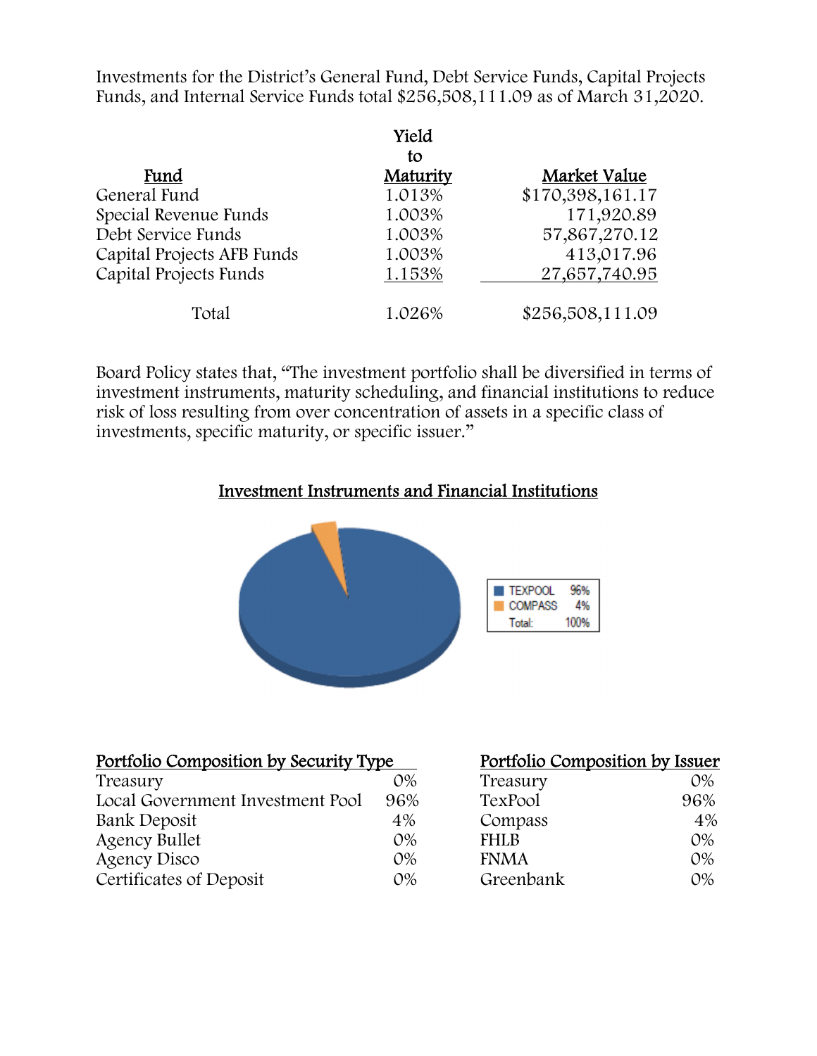Investments for the District's General Fund, Debt Service Funds, Capital Projects Funds, and Internal Service Funds total $256,508,111.09 as of March 31,2020.

| Fund | Yield to Maturity | Market Value |
|---|---|---|
| General Fund | 1.013% | $170,398,161.17 |
| Special Revenue Funds | 1.003% | 171,920.89 |
| Debt Service Funds | 1.003% | 57,867,270.12 |
| Capital Projects AFB Funds | 1.003% | 413,017.96 |
| Capital Projects Funds | 1.153% | 27,657,740.95 |
| Total | 1.026% | $256,508,111.09 |

Board Policy states that, "The investment portfolio shall be diversified in terms of investment instruments, maturity scheduling, and financial institutions to reduce risk of loss resulting from over concentration of assets in a specific class of investments, specific maturity, or specific issuer."

## Investment Instruments and Financial Institutions

| | |
|---|---|
| TEXPOOL | 96% |
| COMPASS | 4% |
| Total: | 100% |

| Portfolio Composition by Security Type | |
|---|---|
| Treasury | 0% |
| Local Government Investment Pool | 96% |
| Bank Deposit | 4% |
| Agency Bullet | 0% |
| Agency Disco | 0% |
| Certificates of Deposit | 0% |

| Portfolio Composition by Issuer | |
|---|---|
| Treasury | 0% |
| TexPool | 96% |
| Compass | 4% |
| FHLB | 0% |
| FNMA | 0% |
| Greenbank | 0% |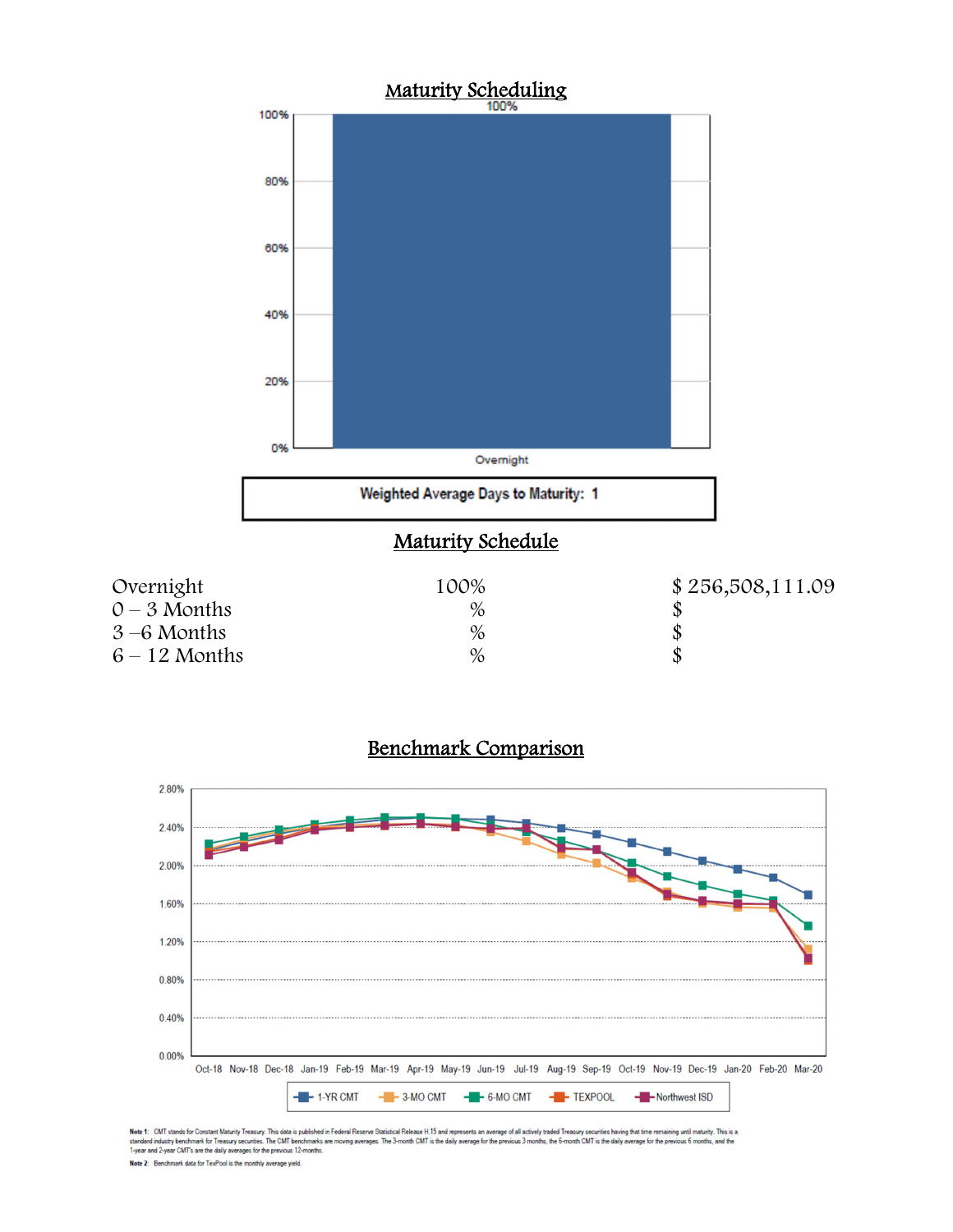## Maturity Scheduling

Weighted Average Days to Maturity: 1

## Maturity Schedule

| | | |
|---|---|---|
| Overnight | 100% | $ 256,508,111.09 |
| 0 – 3 Months | % | $ |
| 3 –6 Months | % | $ |
| 6 – 12 Months | % | $ |

## Benchmark Comparison

**Note 1:** CMT stands for Constant Maturity Treasury. This data is published in Federal Reserve Statistical Release H.15 and represents an average of all actively traded Treasury securities having that time remaining until maturity. This is a standard industry benchmark for Treasury securities. The CMT benchmarks are moving averages. The 3-month CMT is the daily average for the previous 3 months, the 6-month CMT is the daily average for the previous 6 months, and the 1-year and 2-year CMT's are the daily averages for the previous 12-months.

**Note 2:** Benchmark data for TexPool is the monthly average yield.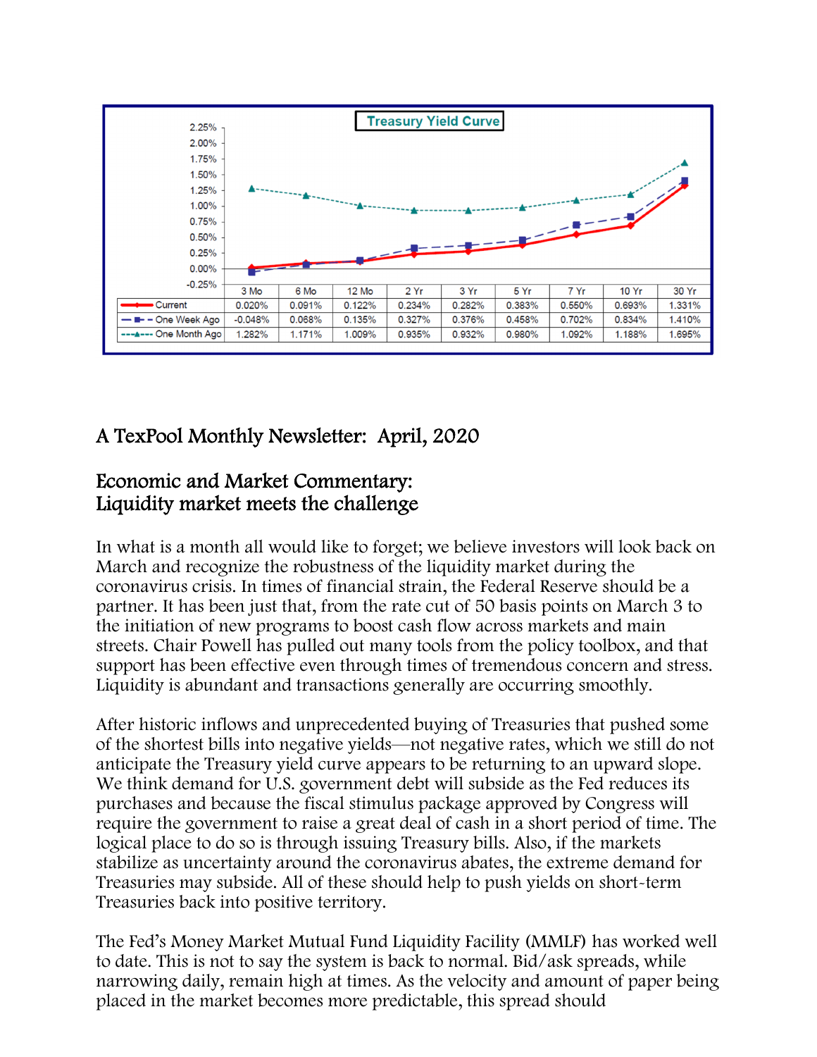**Treasury Yield Curve**

| | 3 Mo | 6 Mo | 12 Mo | 2 Yr | 3 Yr | 5 Yr | 7 Yr | 10 Yr | 30 Yr |
|---|---|---|---|---|---|---|---|---|---|
| Current | 0.020% | 0.091% | 0.122% | 0.234% | 0.282% | 0.383% | 0.550% | 0.693% | 1.331% |
| One Week Ago | -0.048% | 0.068% | 0.135% | 0.327% | 0.376% | 0.458% | 0.702% | 0.834% | 1.410% |
| One Month Ago | 1.282% | 1.171% | 1.009% | 0.935% | 0.932% | 0.980% | 1.092% | 1.188% | 1.695% |

## A TexPool Monthly Newsletter: April, 2020

## Economic and Market Commentary: Liquidity market meets the challenge

In what is a month all would like to forget; we believe investors will look back on March and recognize the robustness of the liquidity market during the coronavirus crisis. In times of financial strain, the Federal Reserve should be a partner. It has been just that, from the rate cut of 50 basis points on March 3 to the initiation of new programs to boost cash flow across markets and main streets. Chair Powell has pulled out many tools from the policy toolbox, and that support has been effective even through times of tremendous concern and stress. Liquidity is abundant and transactions generally are occurring smoothly.

After historic inflows and unprecedented buying of Treasuries that pushed some of the shortest bills into negative yields—not negative rates, which we still do not anticipate the Treasury yield curve appears to be returning to an upward slope. We think demand for U.S. government debt will subside as the Fed reduces its purchases and because the fiscal stimulus package approved by Congress will require the government to raise a great deal of cash in a short period of time. The logical place to do so is through issuing Treasury bills. Also, if the markets stabilize as uncertainty around the coronavirus abates, the extreme demand for Treasuries may subside. All of these should help to push yields on short-term Treasuries back into positive territory.

The Fed's Money Market Mutual Fund Liquidity Facility (MMLF) has worked well to date. This is not to say the system is back to normal. Bid/ask spreads, while narrowing daily, remain high at times. As the velocity and amount of paper being placed in the market becomes more predictable, this spread should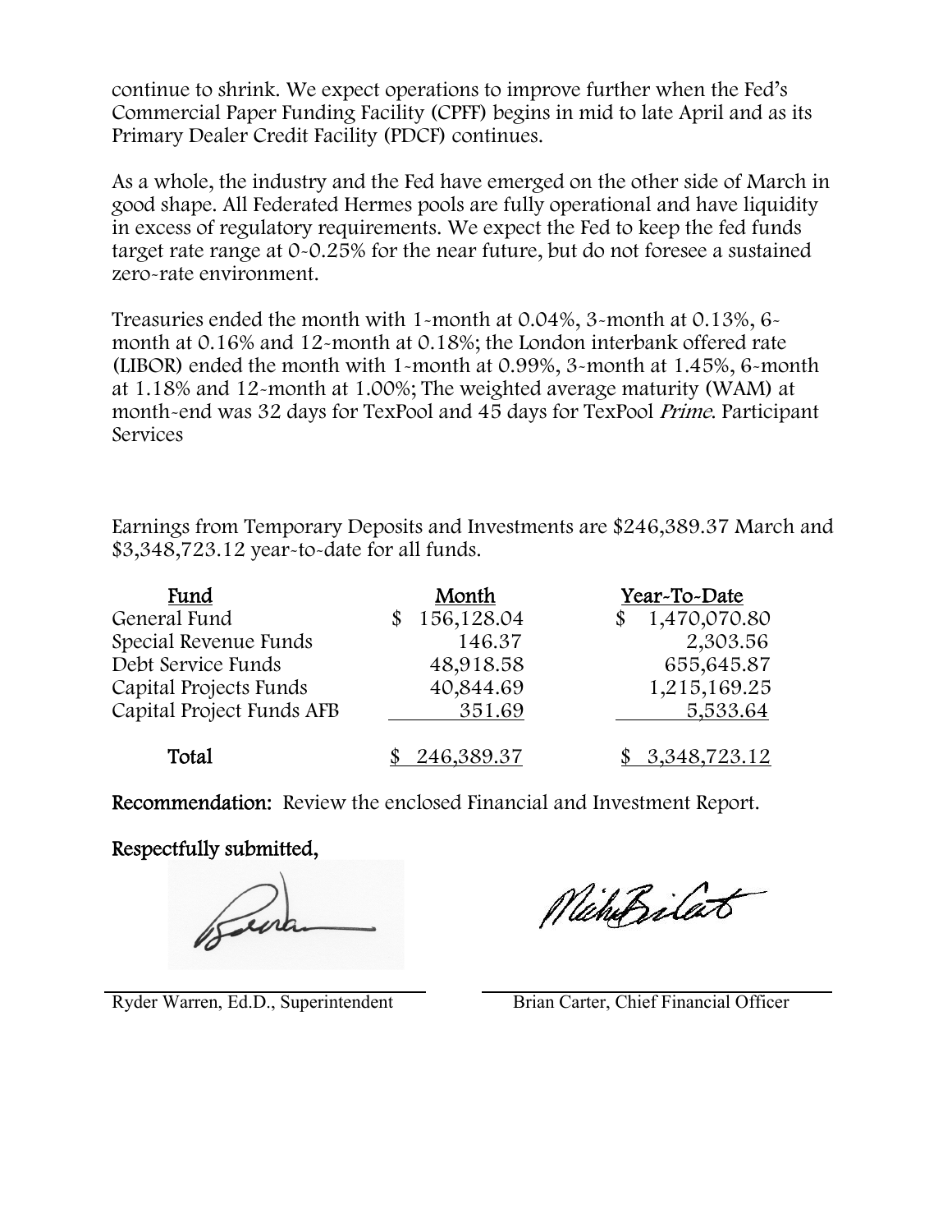continue to shrink. We expect operations to improve further when the Fed's Commercial Paper Funding Facility (CPFF) begins in mid to late April and as its Primary Dealer Credit Facility (PDCF) continues.

As a whole, the industry and the Fed have emerged on the other side of March in good shape. All Federated Hermes pools are fully operational and have liquidity in excess of regulatory requirements. We expect the Fed to keep the fed funds target rate range at 0-0.25% for the near future, but do not foresee a sustained zero-rate environment.

Treasuries ended the month with 1-month at 0.04%, 3-month at 0.13%, 6-month at 0.16% and 12-month at 0.18%; the London interbank offered rate (LIBOR) ended the month with 1-month at 0.99%, 3-month at 1.45%, 6-month at 1.18% and 12-month at 1.00%; The weighted average maturity (WAM) at month-end was 32 days for TexPool and 45 days for TexPool *Prime*. Participant Services

Earnings from Temporary Deposits and Investments are $246,389.37 March and $3,348,723.12 year-to-date for all funds.

| Fund | Month | Year-To-Date |
|---|---|---|
| General Fund | $ 156,128.04 | $ 1,470,070.80 |
| Special Revenue Funds | 146.37 | 2,303.56 |
| Debt Service Funds | 48,918.58 | 655,645.87 |
| Capital Projects Funds | 40,844.69 | 1,215,169.25 |
| Capital Project Funds AFB | 351.69 | 5,533.64 |
| Total | $ 246,389.37 | $ 3,348,723.12 |

**Recommendation:** Review the enclosed Financial and Investment Report.

**Respectfully submitted,**

Ryder Warren, Ed.D., Superintendent

Brian Carter, Chief Financial Officer